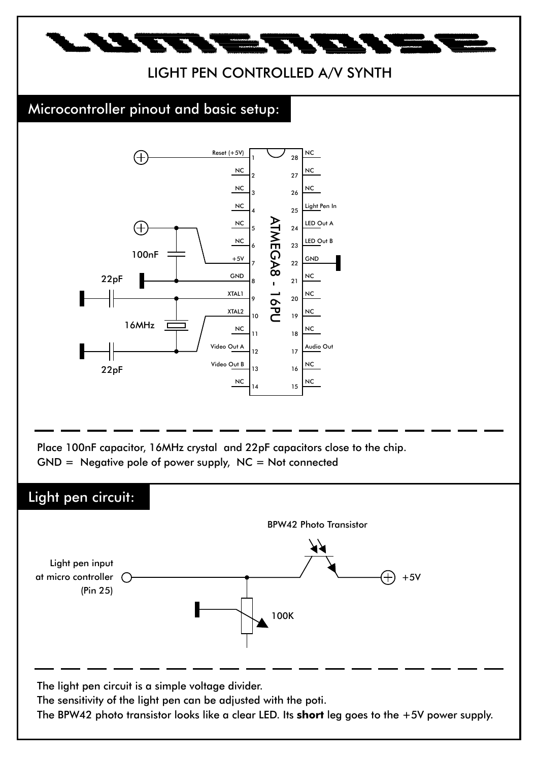# LUMENOISE

## LIGHT PEN CONTROLLED A/V SYNTH

## Microcontroller pinout and basic setup:

ATMEGA8 - 16PU

| Pin | Function | Pin | Function |
|---|---|---|---|
| 1 | Reset (+5V) | 28 | NC |
| 2 | NC | 27 | NC |
| 3 | NC | 26 | NC |
| 4 | NC | 25 | Light Pen In |
| 5 | NC | 24 | LED Out A |
| 6 | NC | 23 | LED Out B |
| 7 | +5V | 22 | GND |
| 8 | GND | 21 | NC |
| 9 | XTAL1 | 20 | NC |
| 10 | XTAL2 | 19 | NC |
| 11 | NC | 18 | NC |
| 12 | Video Out A | 17 | Audio Out |
| 13 | Video Out B | 16 | NC |
| 14 | NC | 15 | NC |

100nF, 22pF, 16MHz, 22pF

Place 100nF capacitor, 16MHz crystal and 22pF capacitors close to the chip.
GND = Negative pole of power supply, NC = Not connected

## Light pen circuit:

BPW42 Photo Transistor

Light pen input at micro controller (Pin 25)

100K

+5V

The light pen circuit is a simple voltage divider.
The sensitivity of the light pen can be adjusted with the poti.
The BPW42 photo transistor looks like a clear LED. Its **short** leg goes to the +5V power supply.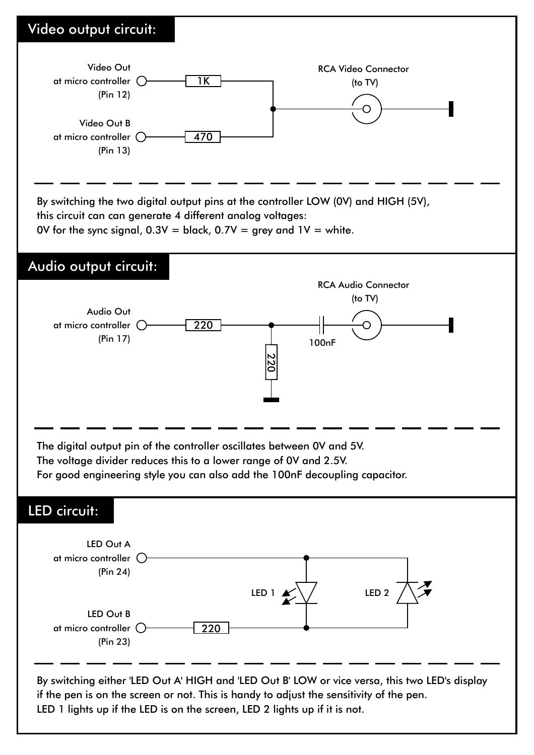## Video output circuit:

Video Out
at micro controller
(Pin 12)

1K

RCA Video Connector
(to TV)

Video Out B
at micro controller
(Pin 13)

470

By switching the two digital output pins at the controller LOW (0V) and HIGH (5V), this circuit can can generate 4 different analog voltages:
0V for the sync signal, 0.3V = black, 0.7V = grey and 1V = white.

## Audio output circuit:

RCA Audio Connector
(to TV)

Audio Out
at micro controller
(Pin 17)

220

220

100nF

The digital output pin of the controller oscillates between 0V and 5V.
The voltage divider reduces this to a lower range of 0V and 2.5V.
For good engineering style you can also add the 100nF decoupling capacitor.

## LED circuit:

LED Out A
at micro controller
(Pin 24)

LED 1

LED 2

LED Out B
at micro controller
(Pin 23)

220

By switching either 'LED Out A' HIGH and 'LED Out B' LOW or vice versa, this two LED's display if the pen is on the screen or not. This is handy to adjust the sensitivity of the pen.
LED 1 lights up if the LED is on the screen, LED 2 lights up if it is not.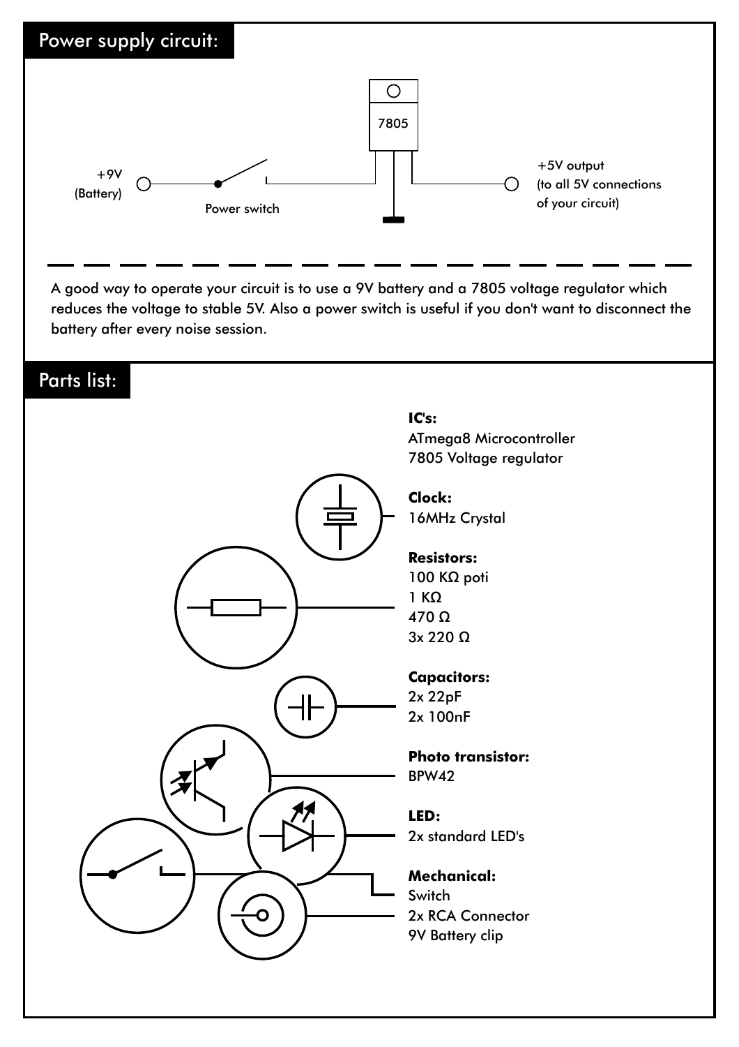## Power supply circuit:

+9V
(Battery)

Power switch

7805

+5V output
(to all 5V connections
of your circuit)

A good way to operate your circuit is to use a 9V battery and a 7805 voltage regulator which reduces the voltage to stable 5V. Also a power switch is useful if you don't want to disconnect the battery after every noise session.

## Parts list:

**IC's:**
ATmega8 Microcontroller
7805 Voltage regulator

**Clock:**
16MHz Crystal

**Resistors:**
100 KΩ poti
1 KΩ
470 Ω
3x 220 Ω

**Capacitors:**
2x 22pF
2x 100nF

**Photo transistor:**
BPW42

**LED:**
2x standard LED's

**Mechanical:**
Switch
2x RCA Connector
9V Battery clip